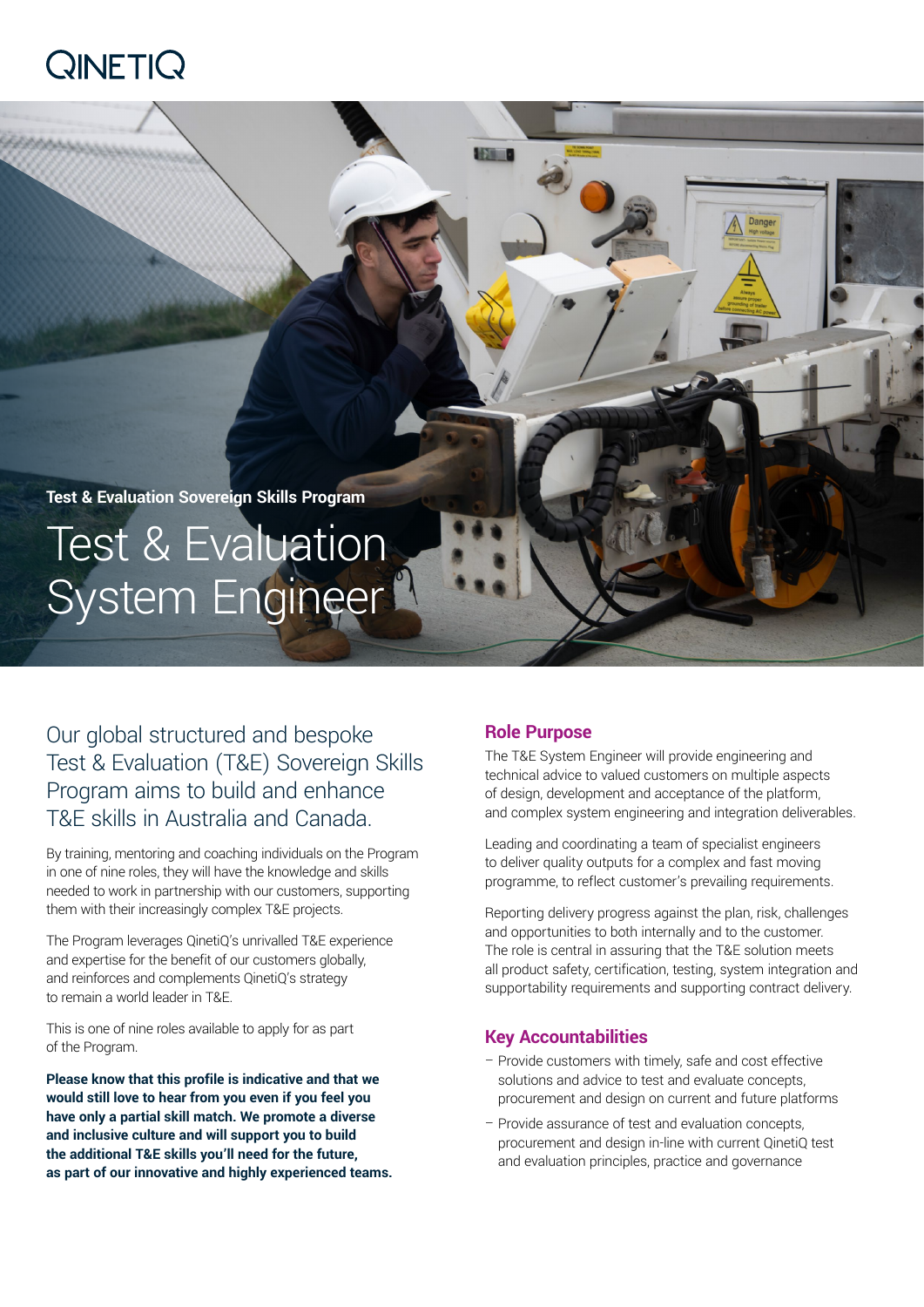QINETIQ

**Test & Evaluation Sovereign Skills Program**

# Test & Evaluation System Engineer

## Our global structured and bespoke Test & Evaluation (T&E) Sovereign Skills Program aims to build and enhance T&E skills in Australia and Canada.

By training, mentoring and coaching individuals on the Program in one of nine roles, they will have the knowledge and skills needed to work in partnership with our customers, supporting them with their increasingly complex T&E projects.

The Program leverages QinetiQ's unrivalled T&E experience and expertise for the benefit of our customers globally, and reinforces and complements QinetiQ's strategy to remain a world leader in T&E.

This is one of nine roles available to apply for as part of the Program.

**Please know that this profile is indicative and that we would still love to hear from you even if you feel you have only a partial skill match. We promote a diverse and inclusive culture and will support you to build the additional T&E skills you'll need for the future, as part of our innovative and highly experienced teams.**

## Role Purpose

The T&E System Engineer will provide engineering and technical advice to valued customers on multiple aspects of design, development and acceptance of the platform, and complex system engineering and integration deliverables.

Leading and coordinating a team of specialist engineers to deliver quality outputs for a complex and fast moving programme, to reflect customer's prevailing requirements.

Reporting delivery progress against the plan, risk, challenges and opportunities to both internally and to the customer. The role is central in assuring that the T&E solution meets all product safety, certification, testing, system integration and supportability requirements and supporting contract delivery.

## Key Accountabilities

- Provide customers with timely, safe and cost effective solutions and advice to test and evaluate concepts, procurement and design on current and future platforms
- Provide assurance of test and evaluation concepts, procurement and design in-line with current QinetiQ test and evaluation principles, practice and governance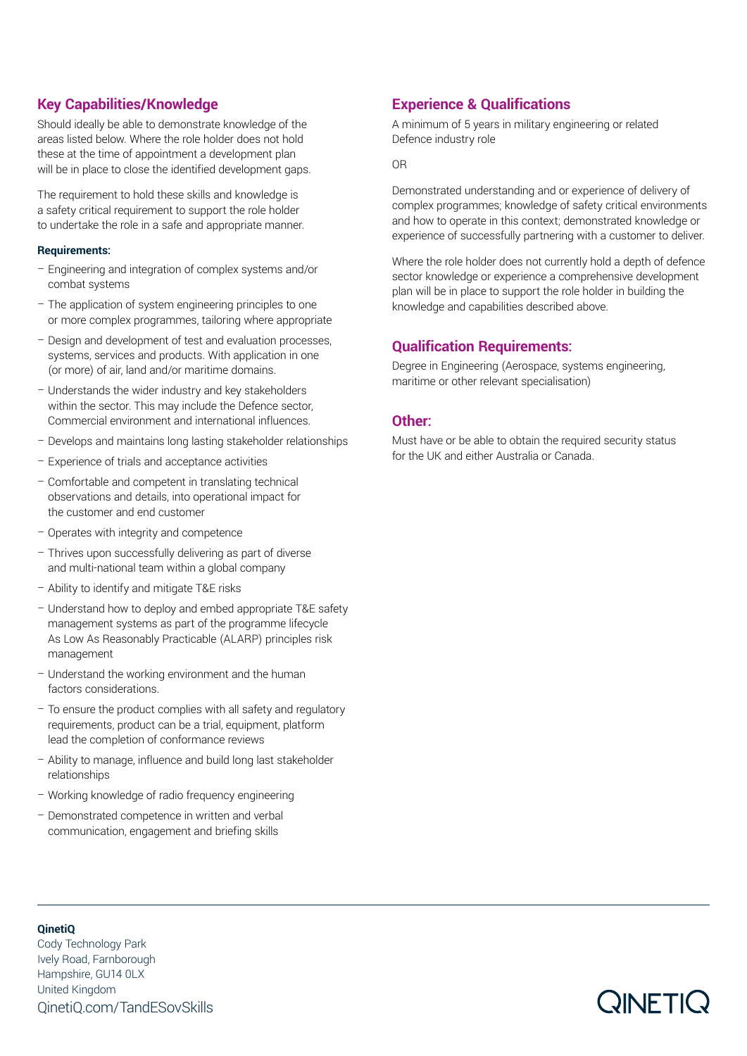## Key Capabilities/Knowledge

Should ideally be able to demonstrate knowledge of the areas listed below. Where the role holder does not hold these at the time of appointment a development plan will be in place to close the identified development gaps.

The requirement to hold these skills and knowledge is a safety critical requirement to support the role holder to undertake the role in a safe and appropriate manner.

**Requirements:**

- Engineering and integration of complex systems and/or combat systems
- The application of system engineering principles to one or more complex programmes, tailoring where appropriate
- Design and development of test and evaluation processes, systems, services and products. With application in one (or more) of air, land and/or maritime domains.
- Understands the wider industry and key stakeholders within the sector. This may include the Defence sector, Commercial environment and international influences.
- Develops and maintains long lasting stakeholder relationships
- Experience of trials and acceptance activities
- Comfortable and competent in translating technical observations and details, into operational impact for the customer and end customer
- Operates with integrity and competence
- Thrives upon successfully delivering as part of diverse and multi-national team within a global company
- Ability to identify and mitigate T&E risks
- Understand how to deploy and embed appropriate T&E safety management systems as part of the programme lifecycle As Low As Reasonably Practicable (ALARP) principles risk management
- Understand the working environment and the human factors considerations.
- To ensure the product complies with all safety and regulatory requirements, product can be a trial, equipment, platform lead the completion of conformance reviews
- Ability to manage, influence and build long last stakeholder relationships
- Working knowledge of radio frequency engineering
- Demonstrated competence in written and verbal communication, engagement and briefing skills

## Experience & Qualifications

A minimum of 5 years in military engineering or related Defence industry role

OR

Demonstrated understanding and or experience of delivery of complex programmes; knowledge of safety critical environments and how to operate in this context; demonstrated knowledge or experience of successfully partnering with a customer to deliver.

Where the role holder does not currently hold a depth of defence sector knowledge or experience a comprehensive development plan will be in place to support the role holder in building the knowledge and capabilities described above.

## Qualification Requirements:

Degree in Engineering (Aerospace, systems engineering, maritime or other relevant specialisation)

## Other:

Must have or be able to obtain the required security status for the UK and either Australia or Canada.

**QinetiQ**
Cody Technology Park
Ively Road, Farnborough
Hampshire, GU14 0LX
United Kingdom
QinetiQ.com/TandESovSkills

QINETIQ